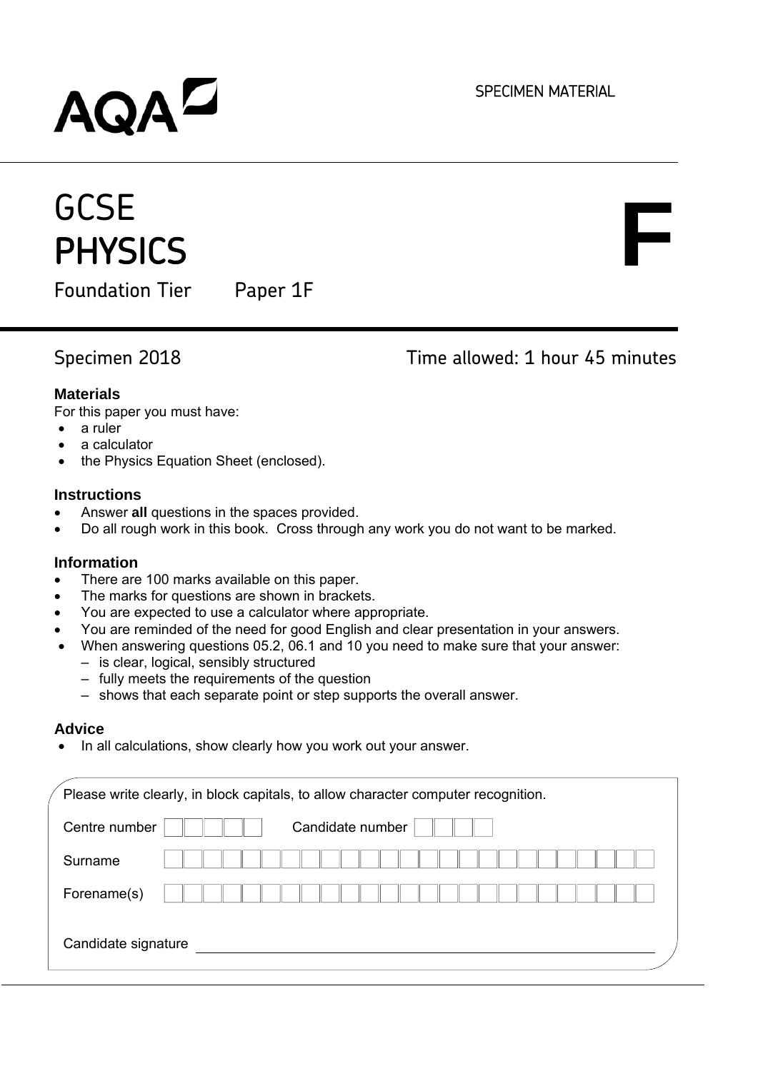AQA

SPECIMEN MATERIAL

# GCSE PHYSICS

**F**

Foundation Tier Paper 1F

Specimen 2018

Time allowed: 1 hour 45 minutes

### Materials

For this paper you must have:

- a ruler
- a calculator
- the Physics Equation Sheet (enclosed).

### Instructions

- Answer **all** questions in the spaces provided.
- Do all rough work in this book. Cross through any work you do not want to be marked.

### Information

- There are 100 marks available on this paper.
- The marks for questions are shown in brackets.
- You are expected to use a calculator where appropriate.
- You are reminded of the need for good English and clear presentation in your answers.
- When answering questions 05.2, 06.1 and 10 you need to make sure that your answer:
  - is clear, logical, sensibly structured
  - fully meets the requirements of the question
  - shows that each separate point or step supports the overall answer.

### Advice

- In all calculations, show clearly how you work out your answer.

Please write clearly, in block capitals, to allow character computer recognition.

Centre number Candidate number

Surname

Forename(s)

Candidate signature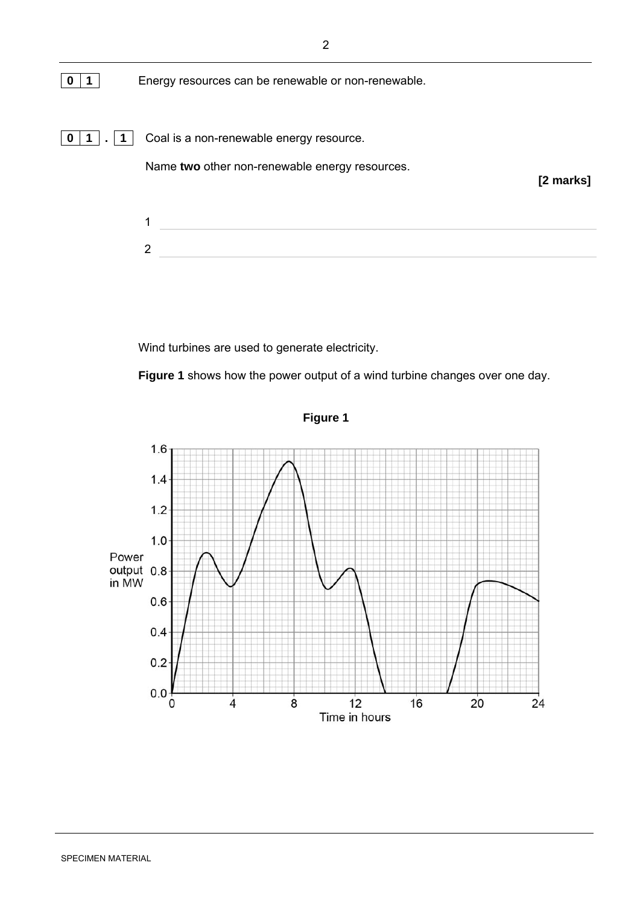**0 1** Energy resources can be renewable or non-renewable.

**0 1 . 1** Coal is a non-renewable energy resource.

Name **two** other non-renewable energy resources.

**[2 marks]**

1 ______________________________

2 ______________________________

Wind turbines are used to generate electricity.

**Figure 1** shows how the power output of a wind turbine changes over one day.

**Figure 1**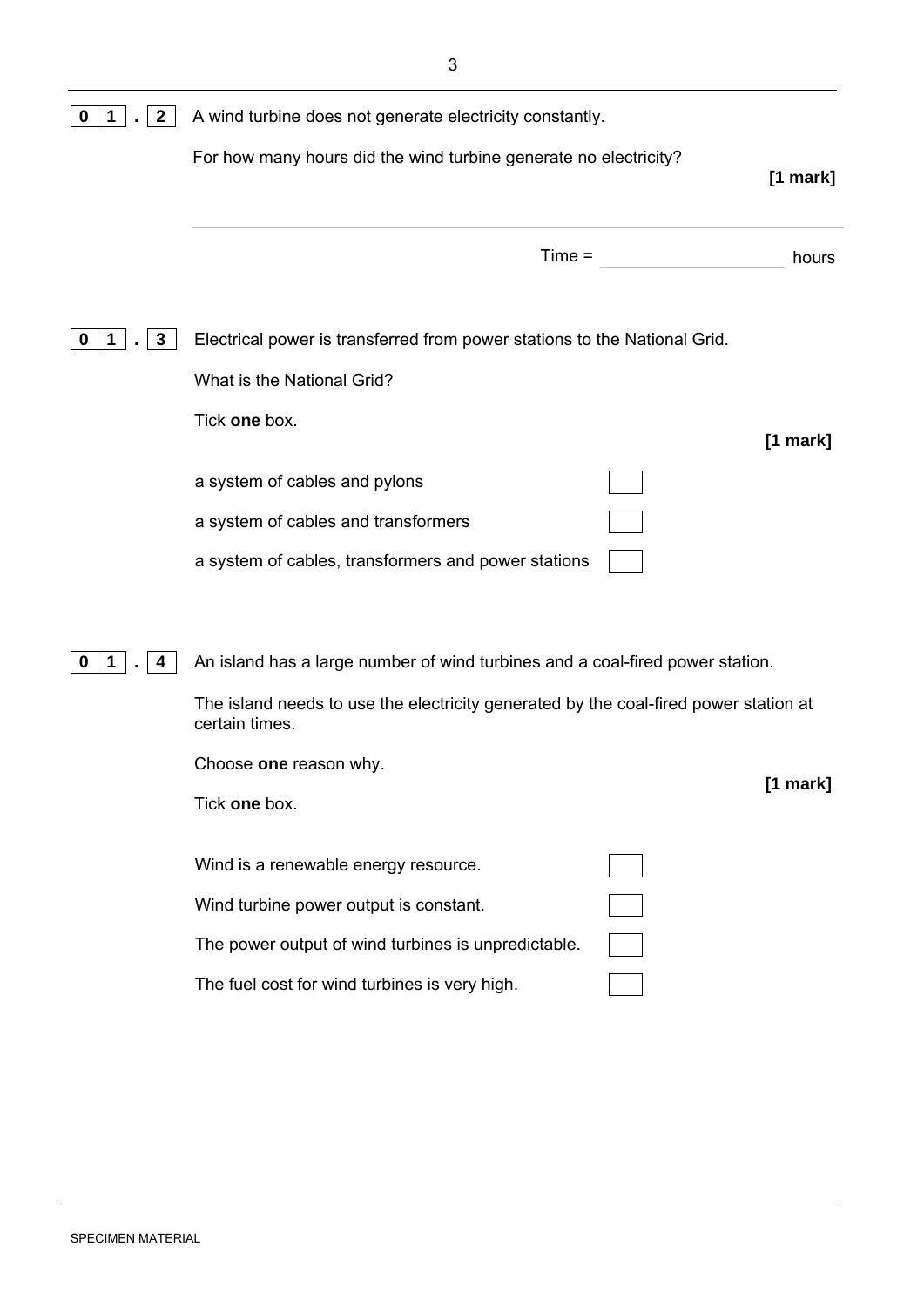**0 1 . 2** A wind turbine does not generate electricity constantly.

For how many hours did the wind turbine generate no electricity?

**[1 mark]**

Time = ____________ hours

**0 1 . 3** Electrical power is transferred from power stations to the National Grid.

What is the National Grid?

Tick **one** box.

**[1 mark]**

- [ ] a system of cables and pylons
- [ ] a system of cables and transformers
- [ ] a system of cables, transformers and power stations

**0 1 . 4** An island has a large number of wind turbines and a coal-fired power station.

The island needs to use the electricity generated by the coal-fired power station at certain times.

Choose **one** reason why.

Tick **one** box.

**[1 mark]**

- [ ] Wind is a renewable energy resource.
- [ ] Wind turbine power output is constant.
- [ ] The power output of wind turbines is unpredictable.
- [ ] The fuel cost for wind turbines is very high.

SPECIMEN MATERIAL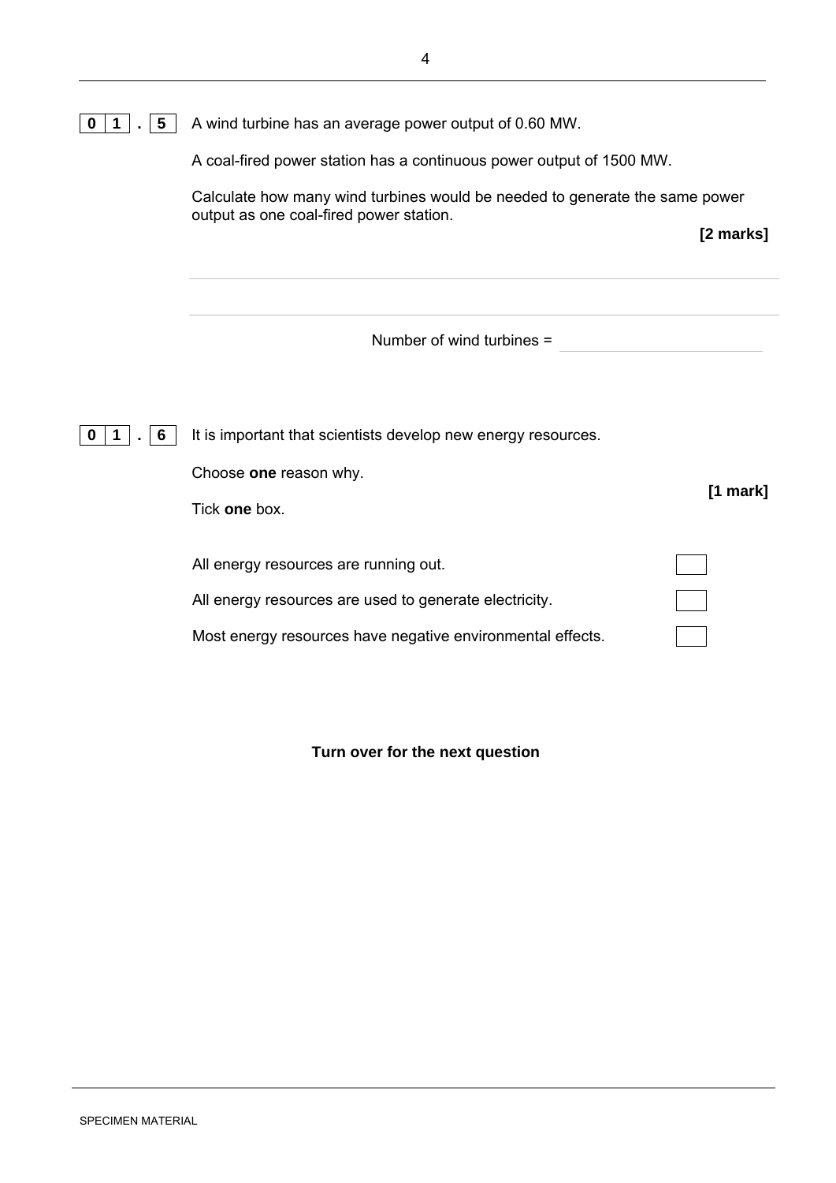**0 1 . 5** A wind turbine has an average power output of 0.60 MW.

A coal-fired power station has a continuous power output of 1500 MW.

Calculate how many wind turbines would be needed to generate the same power output as one coal-fired power station.

**[2 marks]**

Number of wind turbines = \_\_\_\_\_\_\_\_\_\_\_\_\_\_\_\_

**0 1 . 6** It is important that scientists develop new energy resources.

Choose **one** reason why.

**[1 mark]**

Tick **one** box.

| | |
|---|---|
| All energy resources are running out. | ☐ |
| All energy resources are used to generate electricity. | ☐ |
| Most energy resources have negative environmental effects. | ☐ |

**Turn over for the next question**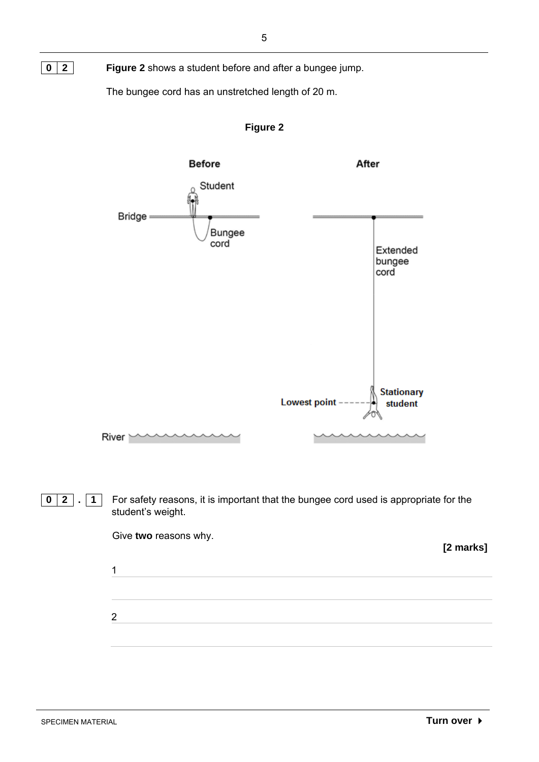**0 2** **Figure 2** shows a student before and after a bungee jump.

The bungee cord has an unstretched length of 20 m.

**Figure 2**

**0 2 . 1** For safety reasons, it is important that the bungee cord used is appropriate for the student's weight.

Give **two** reasons why.

**[2 marks]**

1 ____________________________________________

____________________________________________

2 ____________________________________________

____________________________________________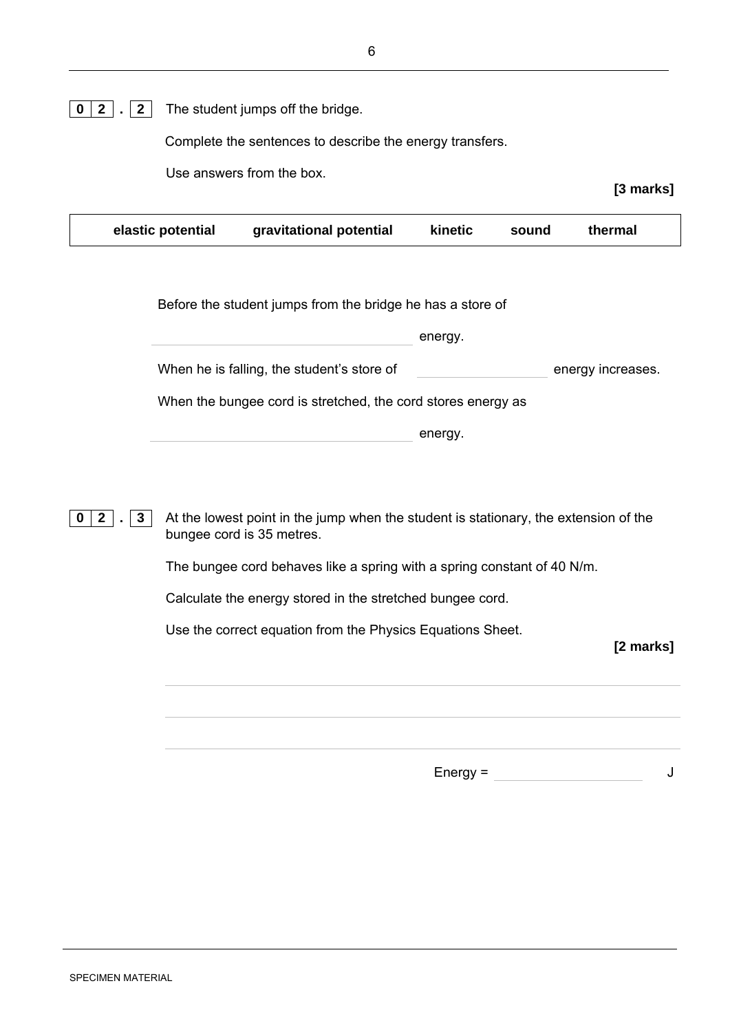**0 2 . 2** The student jumps off the bridge.

Complete the sentences to describe the energy transfers.

Use answers from the box.

**[3 marks]**

| **elastic potential** | **gravitational potential** | **kinetic** | **sound** | **thermal** |
|---|---|---|---|---|

Before the student jumps from the bridge he has a store of

____________________ energy.

When he is falling, the student's store of ____________________ energy increases.

When the bungee cord is stretched, the cord stores energy as

____________________ energy.

**0 2 . 3** At the lowest point in the jump when the student is stationary, the extension of the bungee cord is 35 metres.

The bungee cord behaves like a spring with a spring constant of 40 N/m.

Calculate the energy stored in the stretched bungee cord.

Use the correct equation from the Physics Equations Sheet.

**[2 marks]**

____________________________________________

____________________________________________

____________________________________________

Energy = ____________________ J

SPECIMEN MATERIAL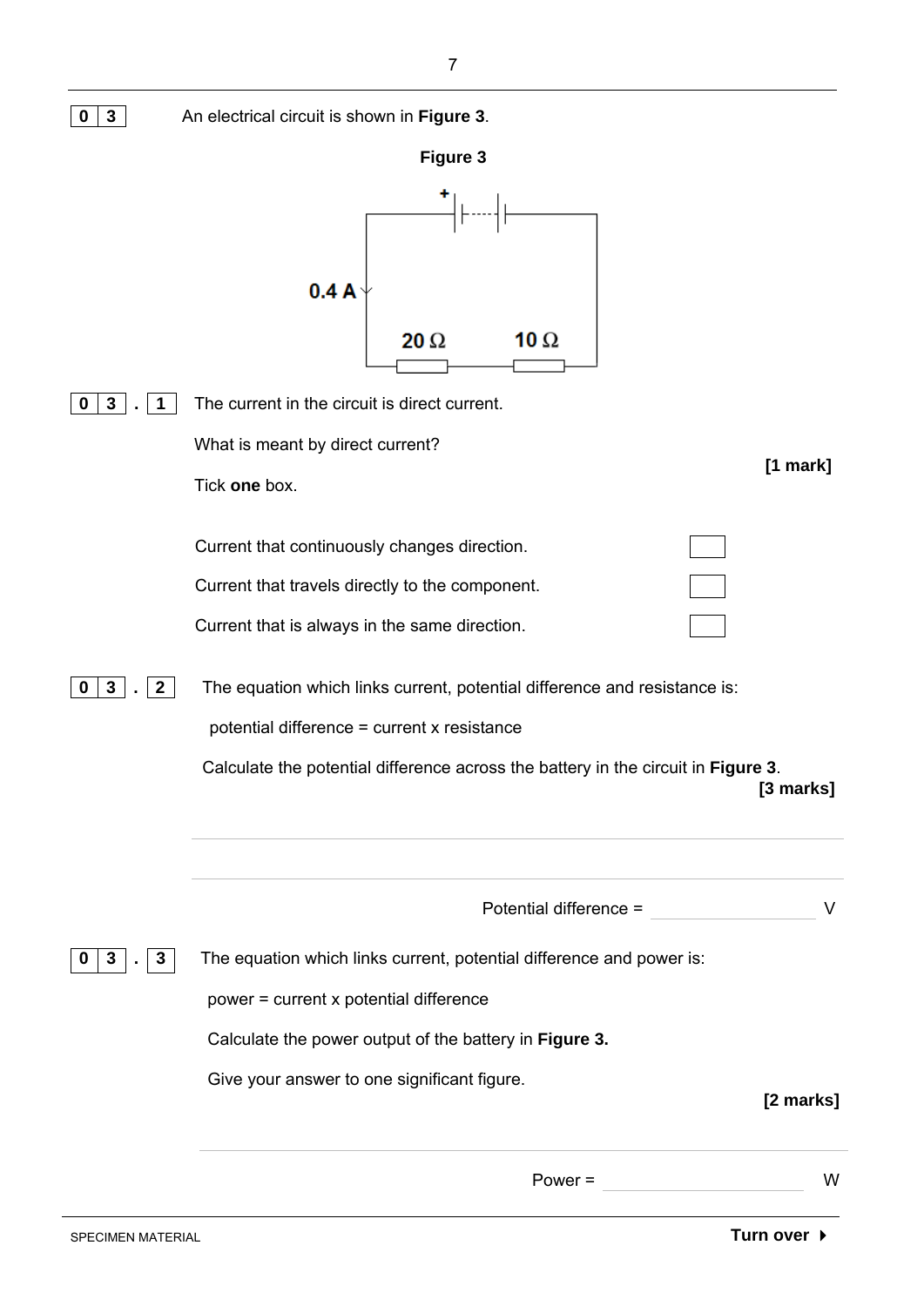**0 3** An electrical circuit is shown in **Figure 3**.

**Figure 3**

**0 3 . 1** The current in the circuit is direct current.

What is meant by direct current?

**[1 mark]**

Tick **one** box.

- [ ] Current that continuously changes direction.
- [ ] Current that travels directly to the component.
- [ ] Current that is always in the same direction.

**0 3 . 2** The equation which links current, potential difference and resistance is:

potential difference = current x resistance

Calculate the potential difference across the battery in the circuit in **Figure 3**.

**[3 marks]**

______________________________________________

______________________________________________

Potential difference = ____________ V

**0 3 . 3** The equation which links current, potential difference and power is:

power = current x potential difference

Calculate the power output of the battery in **Figure 3.**

Give your answer to one significant figure.

**[2 marks]**

______________________________________________

Power = ____________ W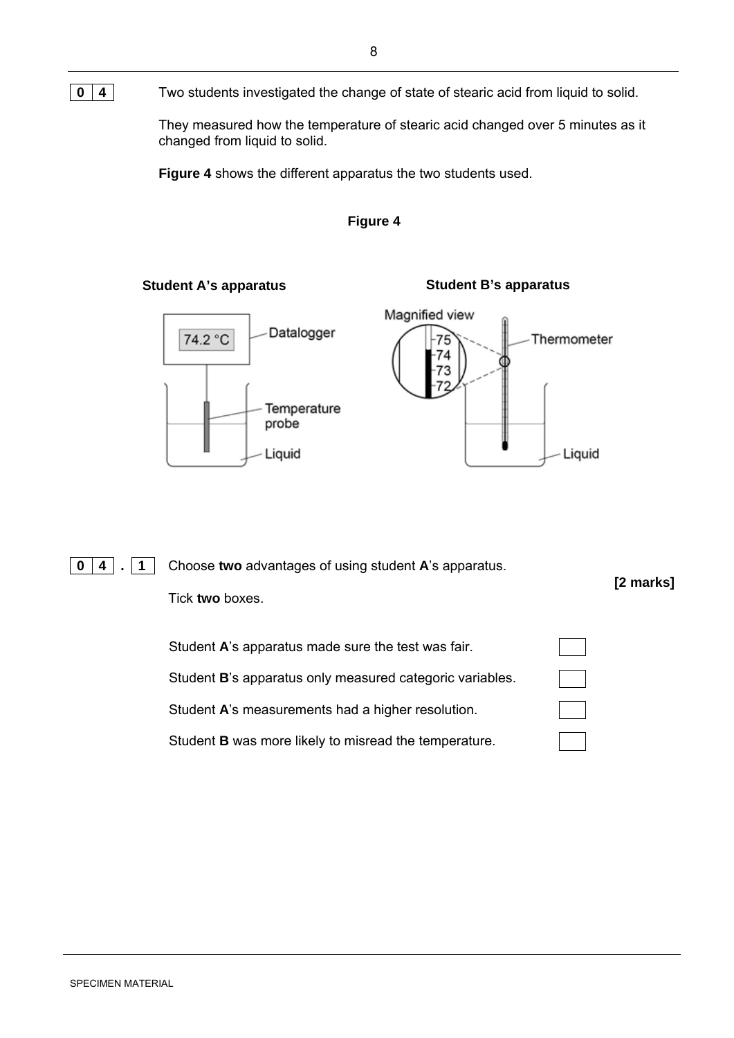**0 4** Two students investigated the change of state of stearic acid from liquid to solid.

They measured how the temperature of stearic acid changed over 5 minutes as it changed from liquid to solid.

**Figure 4** shows the different apparatus the two students used.

**Figure 4**

**Student A's apparatus** | **Student B's apparatus**

Datalogger: 74.2 °C
Temperature probe
Liquid

Magnified view: 75, 74, 73, 72
Thermometer
Liquid

**0 4 . 1** Choose **two** advantages of using student **A**'s apparatus.

**[2 marks]**

Tick **two** boxes.

- [ ] Student **A**'s apparatus made sure the test was fair.
- [ ] Student **B**'s apparatus only measured categoric variables.
- [ ] Student **A**'s measurements had a higher resolution.
- [ ] Student **B** was more likely to misread the temperature.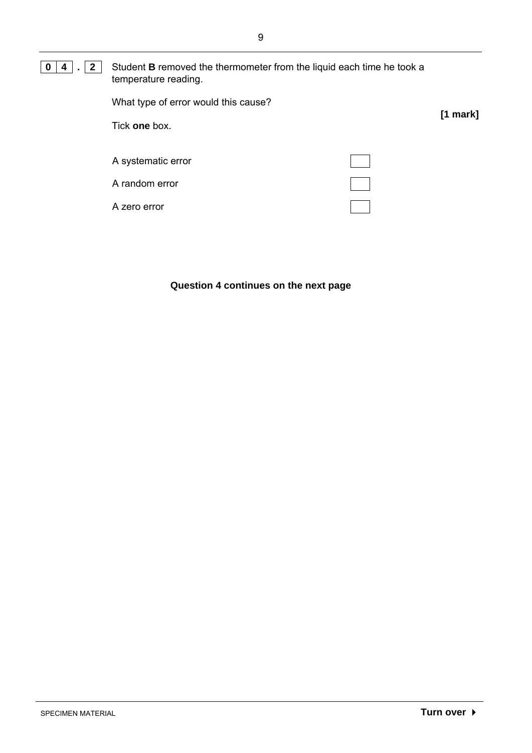**0 4 . 2** Student **B** removed the thermometer from the liquid each time he took a temperature reading.

What type of error would this cause?

**[1 mark]**

Tick **one** box.

A systematic error ☐

A random error ☐

A zero error ☐

**Question 4 continues on the next page**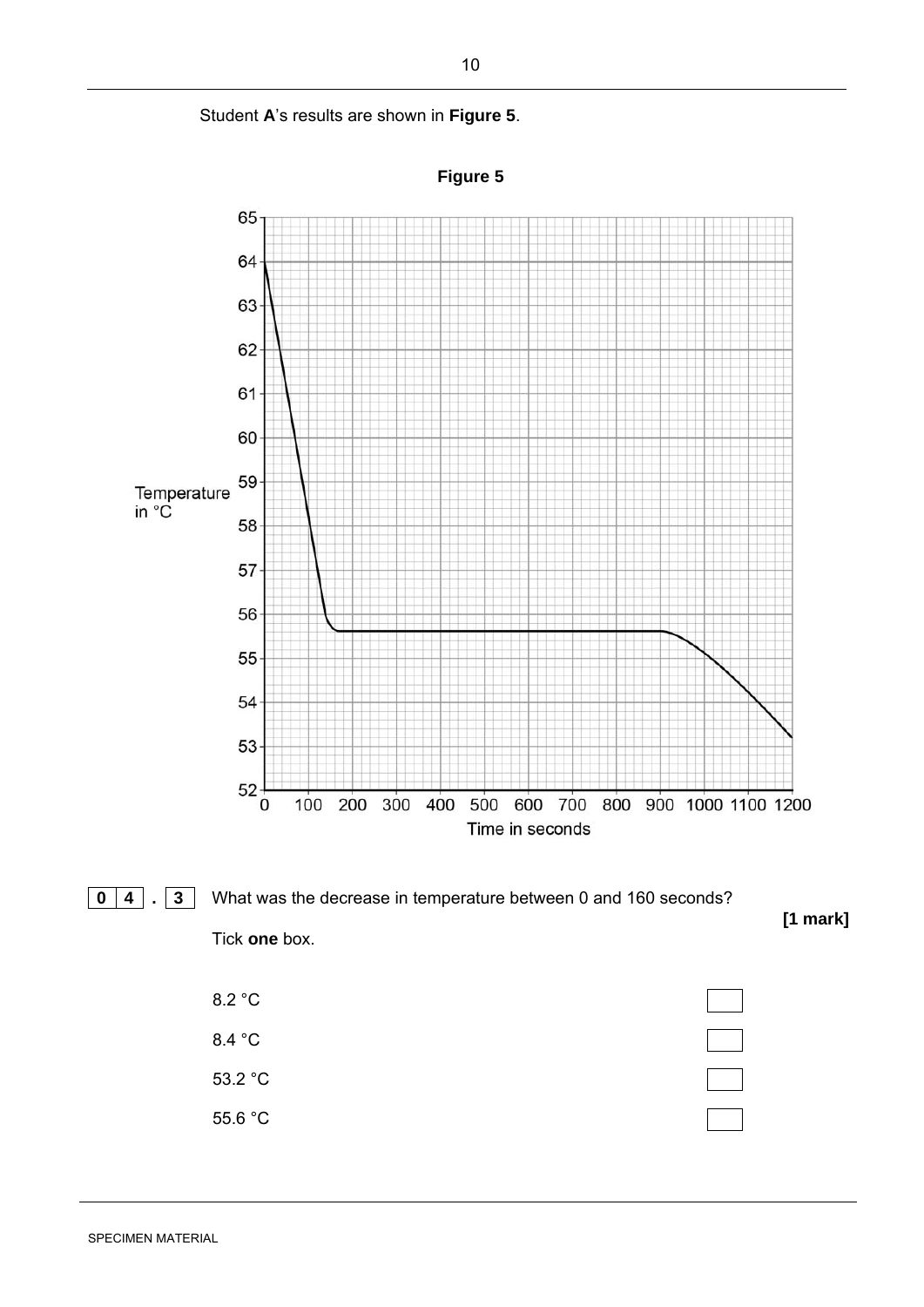Student **A**'s results are shown in **Figure 5**.

**Figure 5**

**0 4 . 3** What was the decrease in temperature between 0 and 160 seconds?

**[1 mark]**

Tick **one** box.

- 8.2 °C ☐
- 8.4 °C ☐
- 53.2 °C ☐
- 55.6 °C ☐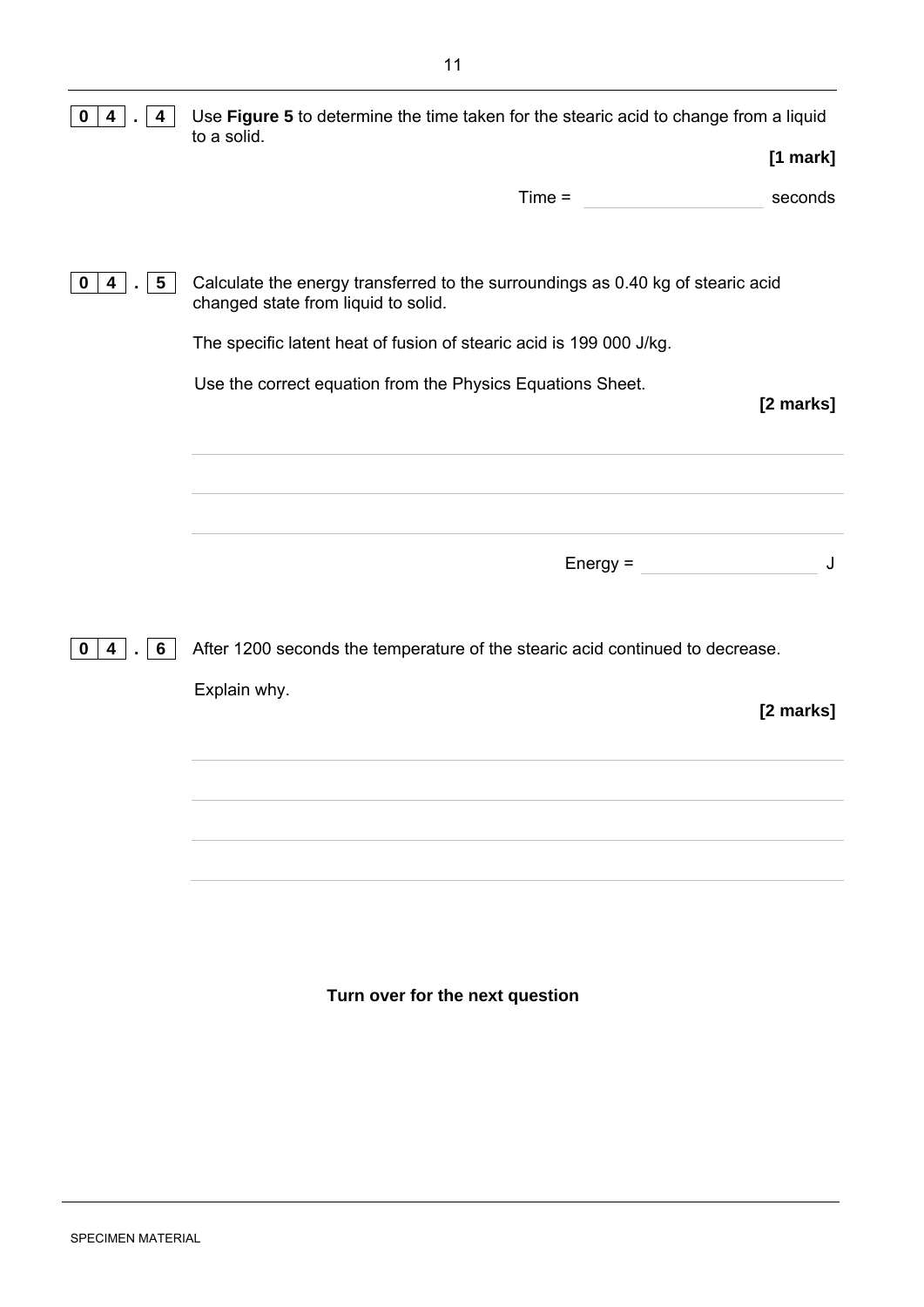**0 4 . 4** Use **Figure 5** to determine the time taken for the stearic acid to change from a liquid to a solid.

**[1 mark]**

Time = ____________________ seconds

**0 4 . 5** Calculate the energy transferred to the surroundings as 0.40 kg of stearic acid changed state from liquid to solid.

The specific latent heat of fusion of stearic acid is 199 000 J/kg.

Use the correct equation from the Physics Equations Sheet.

**[2 marks]**

___________________________________________________________________

___________________________________________________________________

___________________________________________________________________

Energy = ____________________ J

**0 4 . 6** After 1200 seconds the temperature of the stearic acid continued to decrease.

Explain why.

**[2 marks]**

___________________________________________________________________

___________________________________________________________________

___________________________________________________________________

___________________________________________________________________

**Turn over for the next question**

SPECIMEN MATERIAL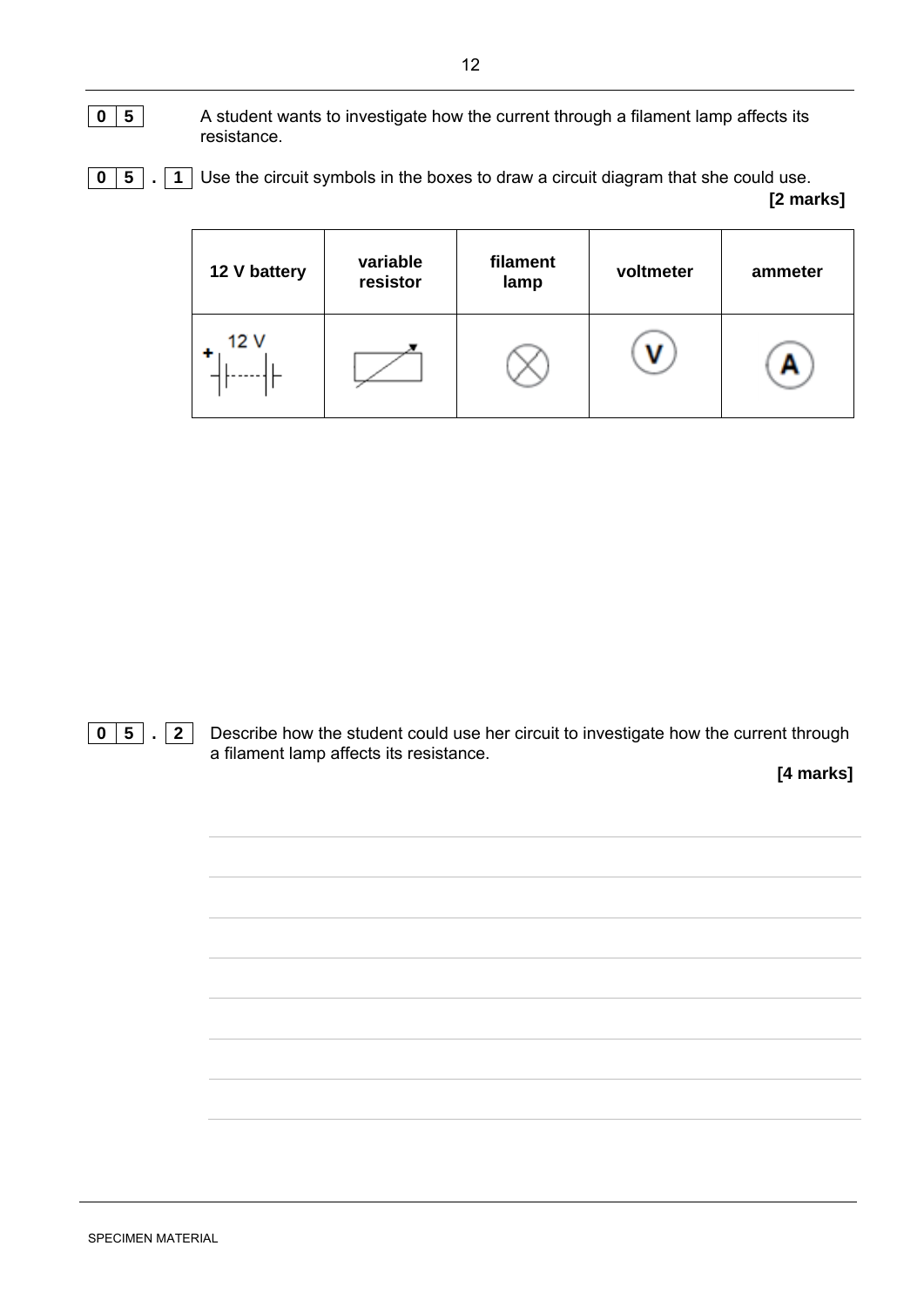**0 5** A student wants to investigate how the current through a filament lamp affects its resistance.

**0 5 . 1** Use the circuit symbols in the boxes to draw a circuit diagram that she could use.

**[2 marks]**

| 12 V battery | variable resistor | filament lamp | voltmeter | ammeter |
|---|---|---|---|---|
| + 12 V | | | V | A |

**0 5 . 2** Describe how the student could use her circuit to investigate how the current through a filament lamp affects its resistance.

**[4 marks]**

SPECIMEN MATERIAL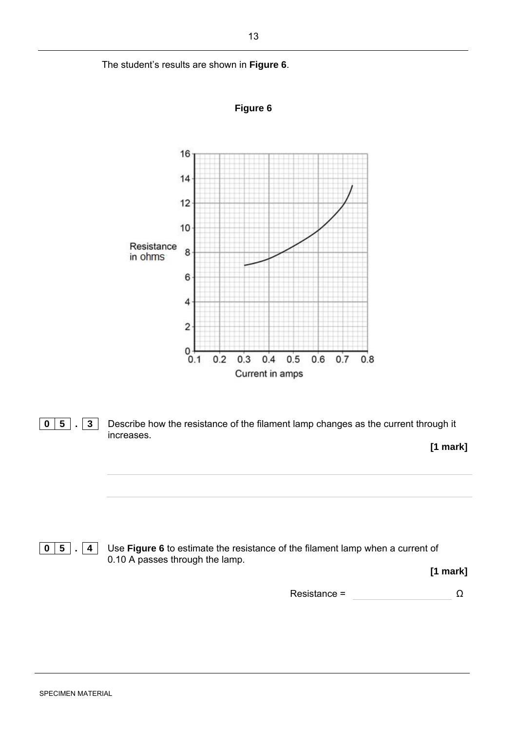The student's results are shown in **Figure 6**.

**Figure 6**

**0 5 . 3** Describe how the resistance of the filament lamp changes as the current through it increases.

**[1 mark]**

---

---

**0 5 . 4** Use **Figure 6** to estimate the resistance of the filament lamp when a current of 0.10 A passes through the lamp.

**[1 mark]**

Resistance = ____________________ Ω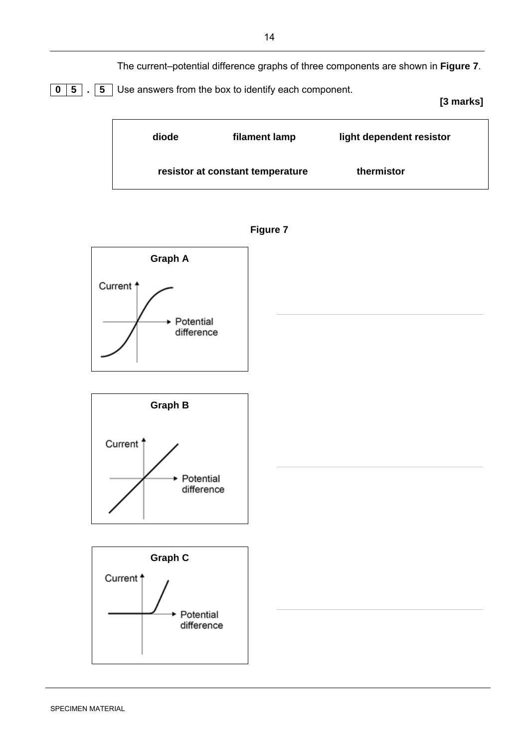The current–potential difference graphs of three components are shown in **Figure 7**.

**0 5 . 5** Use answers from the box to identify each component.

**[3 marks]**

| **diode** | **filament lamp** | **light dependent resistor** |
|---|---|---|
| **resistor at constant temperature** | **thermistor** | |

**Figure 7**

**Graph A**

Current

Potential difference

____________________________________________

**Graph B**

Current

Potential difference

____________________________________________

**Graph C**

Current

Potential difference

____________________________________________

SPECIMEN MATERIAL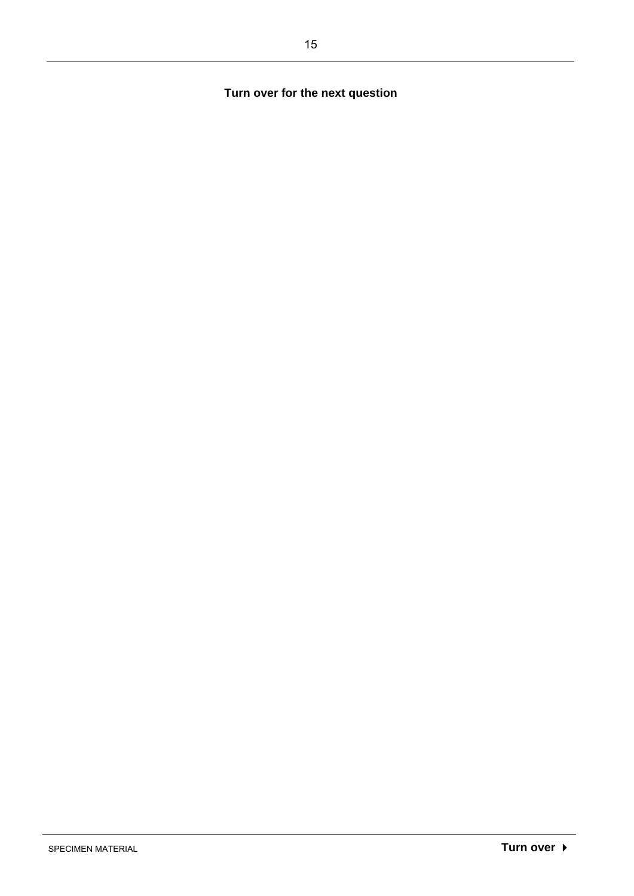**Turn over for the next question**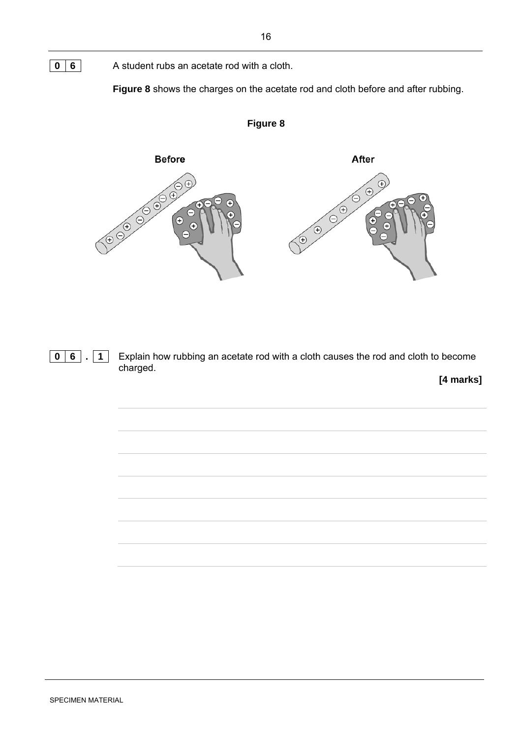**0 6** A student rubs an acetate rod with a cloth.

**Figure 8** shows the charges on the acetate rod and cloth before and after rubbing.

**Figure 8**

**Before** **After**

**0 6 . 1** Explain how rubbing an acetate rod with a cloth causes the rod and cloth to become charged.

**[4 marks]**

SPECIMEN MATERIAL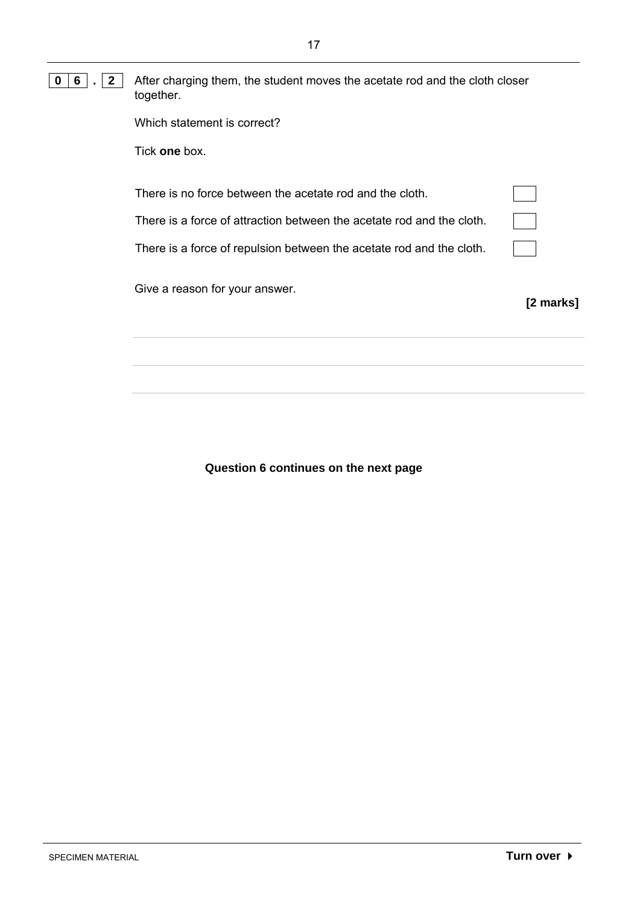**0 6 . 2** After charging them, the student moves the acetate rod and the cloth closer together.

Which statement is correct?

Tick **one** box.

| | |
|---|---|
| There is no force between the acetate rod and the cloth. | ☐ |
| There is a force of attraction between the acetate rod and the cloth. | ☐ |
| There is a force of repulsion between the acetate rod and the cloth. | ☐ |

Give a reason for your answer.

**[2 marks]**

______________________________________________________________________

______________________________________________________________________

**Question 6 continues on the next page**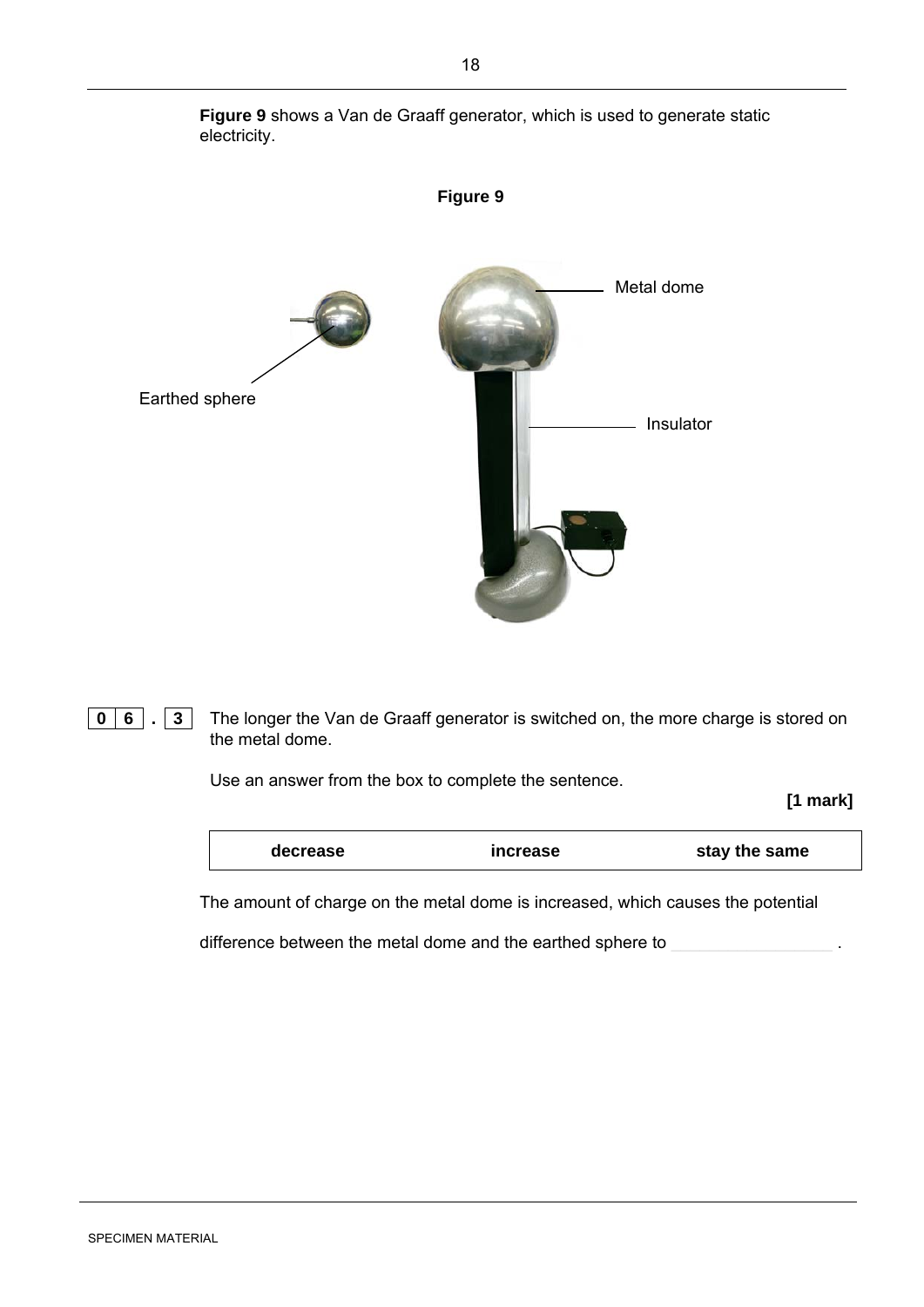**Figure 9** shows a Van de Graaff generator, which is used to generate static electricity.

**Figure 9**

Metal dome

Earthed sphere

Insulator

**0 6 . 3** The longer the Van de Graaff generator is switched on, the more charge is stored on the metal dome.

Use an answer from the box to complete the sentence.

**[1 mark]**

| decrease | increase | stay the same |
|---|---|---|

The amount of charge on the metal dome is increased, which causes the potential difference between the metal dome and the earthed sphere to ________________ .

SPECIMEN MATERIAL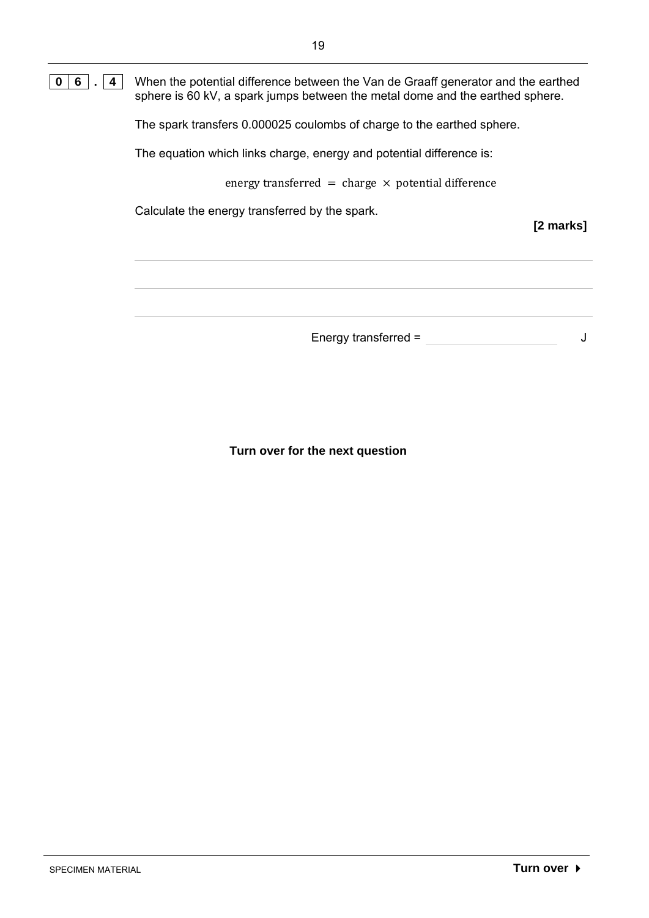**0 6 . 4** When the potential difference between the Van de Graaff generator and the earthed sphere is 60 kV, a spark jumps between the metal dome and the earthed sphere.

The spark transfers 0.000025 coulombs of charge to the earthed sphere.

The equation which links charge, energy and potential difference is:

$$\text{energy transferred} = \text{charge} \times \text{potential difference}$$

Calculate the energy transferred by the spark.

**[2 marks]**

Energy transferred = ____________________ J

**Turn over for the next question**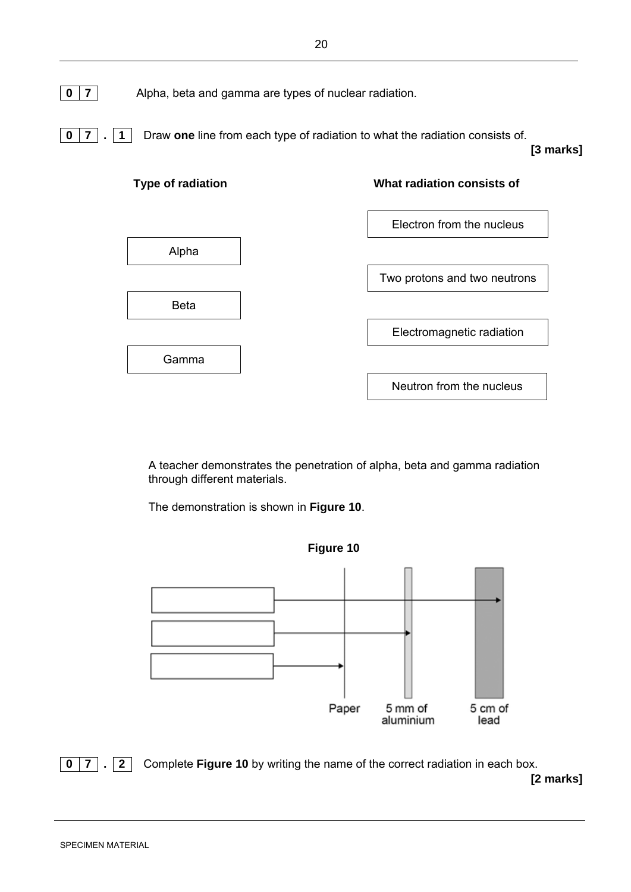**0 7** Alpha, beta and gamma are types of nuclear radiation.

**0 7 . 1** Draw **one** line from each type of radiation to what the radiation consists of.

**[3 marks]**

| Type of radiation | What radiation consists of |
|---|---|
| | Electron from the nucleus |
| Alpha | |
| | Two protons and two neutrons |
| Beta | |
| | Electromagnetic radiation |
| Gamma | |
| | Neutron from the nucleus |

A teacher demonstrates the penetration of alpha, beta and gamma radiation through different materials.

The demonstration is shown in **Figure 10**.

**Figure 10**

Paper    5 mm of aluminium    5 cm of lead

**0 7 . 2** Complete **Figure 10** by writing the name of the correct radiation in each box.

**[2 marks]**

SPECIMEN MATERIAL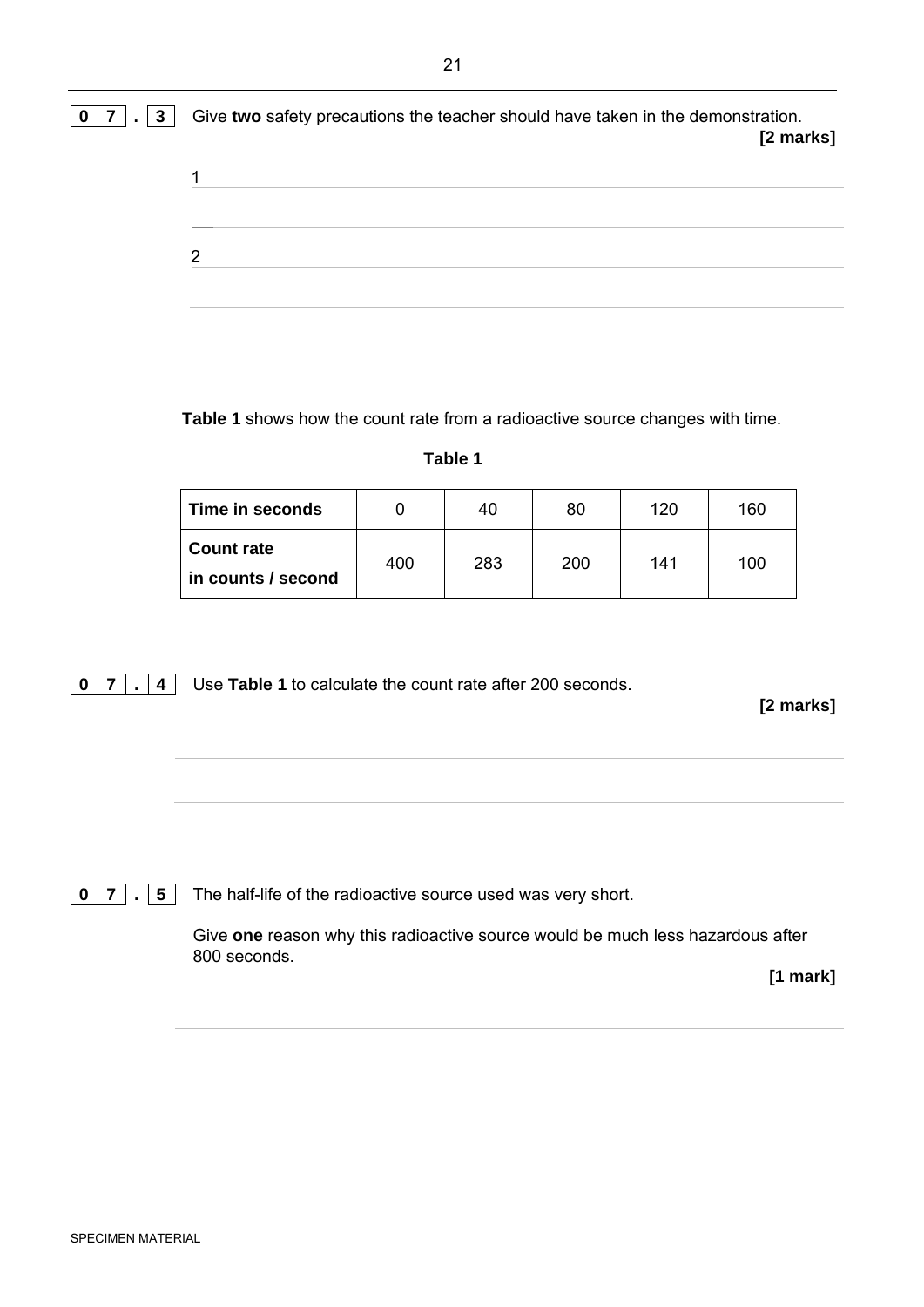**0 7 . 3** Give **two** safety precautions the teacher should have taken in the demonstration.

**[2 marks]**

1 ______________________________________________________________

______________________________________________________________

2 ______________________________________________________________

______________________________________________________________

**Table 1** shows how the count rate from a radioactive source changes with time.

**Table 1**

| **Time in seconds** | 0 | 40 | 80 | 120 | 160 |
|---|---|---|---|---|---|
| **Count rate in counts / second** | 400 | 283 | 200 | 141 | 100 |

**0 7 . 4** Use **Table 1** to calculate the count rate after 200 seconds.

**[2 marks]**

______________________________________________________________

______________________________________________________________

**0 7 . 5** The half-life of the radioactive source used was very short.

Give **one** reason why this radioactive source would be much less hazardous after 800 seconds.

**[1 mark]**

______________________________________________________________

______________________________________________________________

SPECIMEN MATERIAL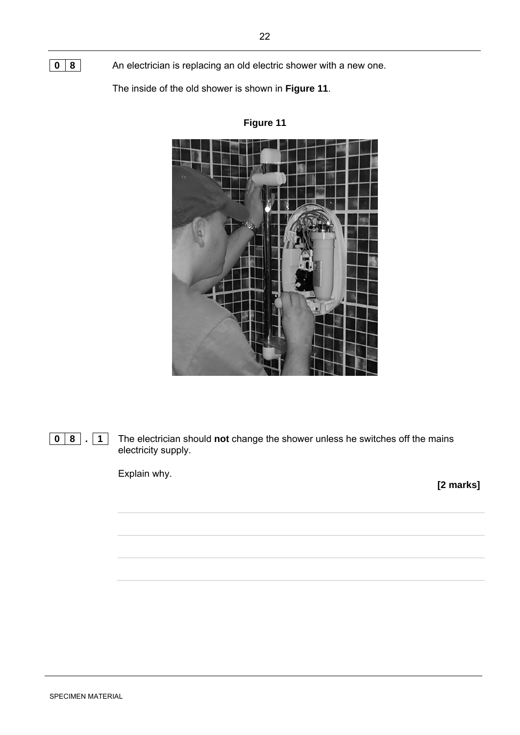**0 8** An electrician is replacing an old electric shower with a new one.

The inside of the old shower is shown in **Figure 11**.

**Figure 11**

**0 8 . 1** The electrician should **not** change the shower unless he switches off the mains electricity supply.

Explain why.

**[2 marks]**

______________________________________________________________________

______________________________________________________________________

______________________________________________________________________

SPECIMEN MATERIAL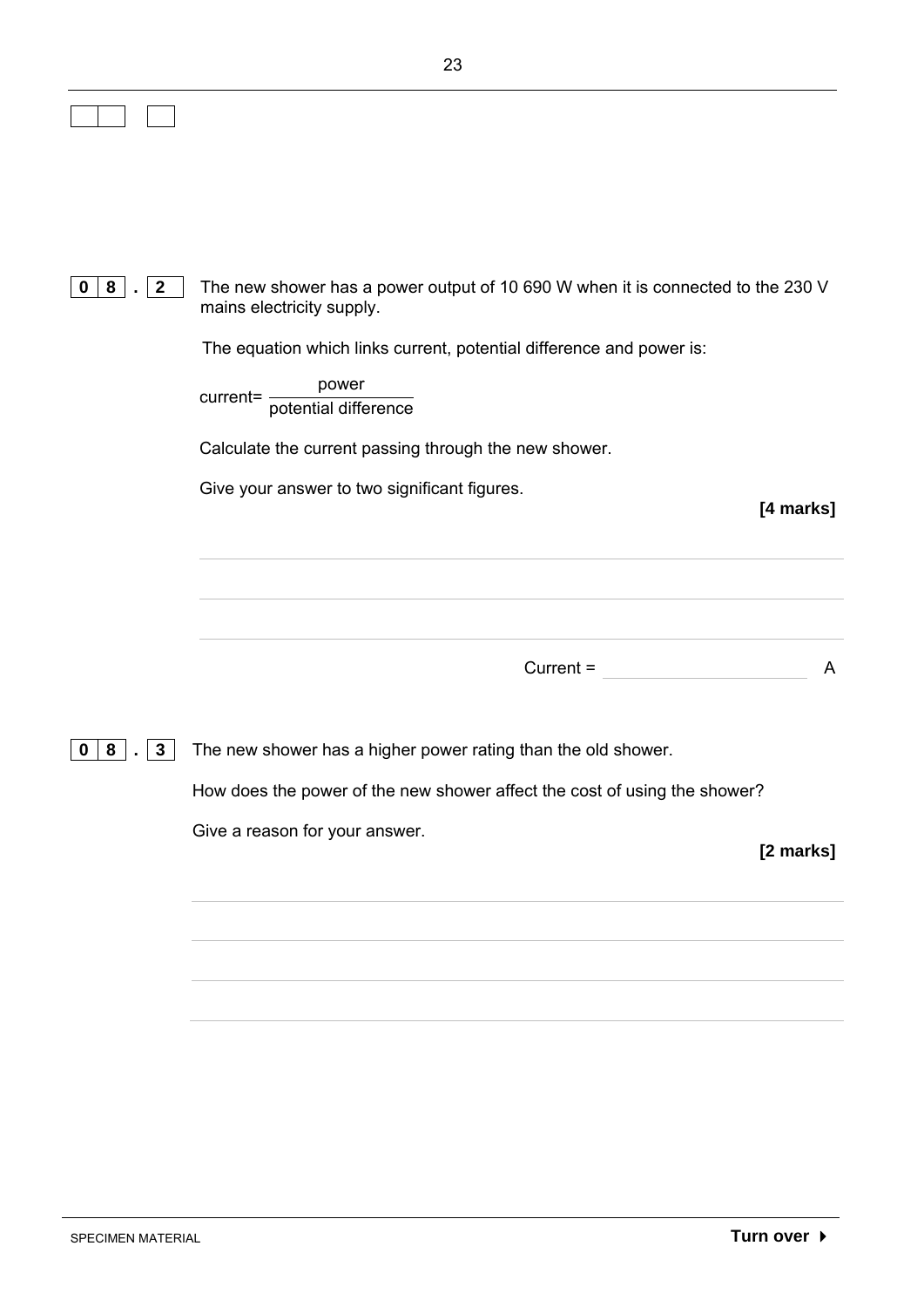**0 8 . 2** The new shower has a power output of 10 690 W when it is connected to the 230 V mains electricity supply.

The equation which links current, potential difference and power is:

$$\text{current} = \frac{\text{power}}{\text{potential difference}}$$

Calculate the current passing through the new shower.

Give your answer to two significant figures.

**[4 marks]**

Current = ____________________ A

**0 8 . 3** The new shower has a higher power rating than the old shower.

How does the power of the new shower affect the cost of using the shower?

Give a reason for your answer.

**[2 marks]**

SPECIMEN MATERIAL

**Turn over ▶**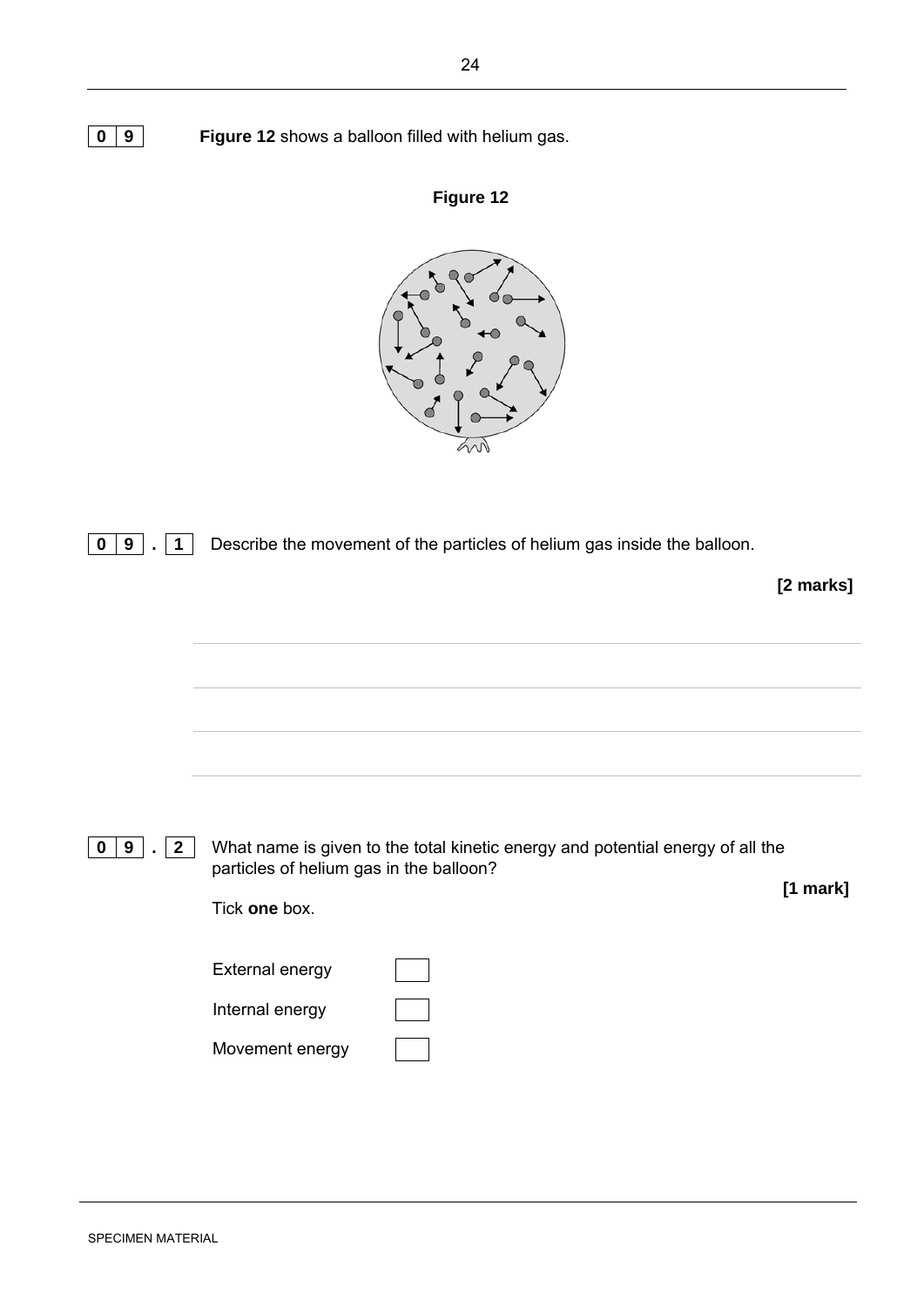**0 9** **Figure 12** shows a balloon filled with helium gas.

**Figure 12**

**0 9 . 1** Describe the movement of the particles of helium gas inside the balloon.

**[2 marks]**

______________________________________________________________________

______________________________________________________________________

______________________________________________________________________

**0 9 . 2** What name is given to the total kinetic energy and potential energy of all the particles of helium gas in the balloon?

**[1 mark]**

Tick **one** box.

External energy ☐

Internal energy ☐

Movement energy ☐

SPECIMEN MATERIAL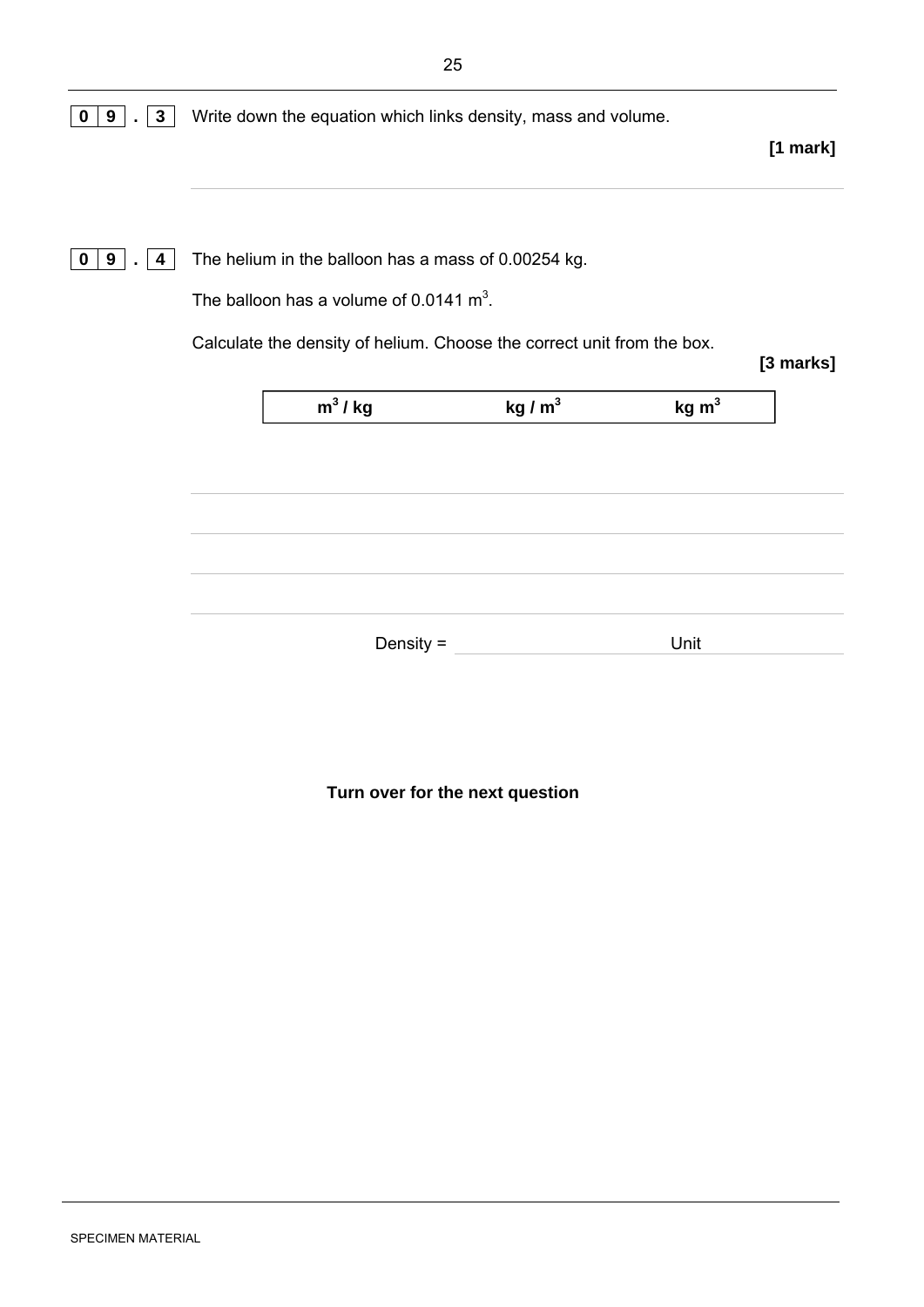**0 9 . 3** Write down the equation which links density, mass and volume.

**[1 mark]**

---

**0 9 . 4** The helium in the balloon has a mass of 0.00254 kg.

The balloon has a volume of 0.0141 $m^3$.

Calculate the density of helium. Choose the correct unit from the box.

**[3 marks]**

| $m^3$ / kg | kg / $m^3$ | kg $m^3$ |
|---|---|---|

Density = ____________________ Unit ____________

**Turn over for the next question**

SPECIMEN MATERIAL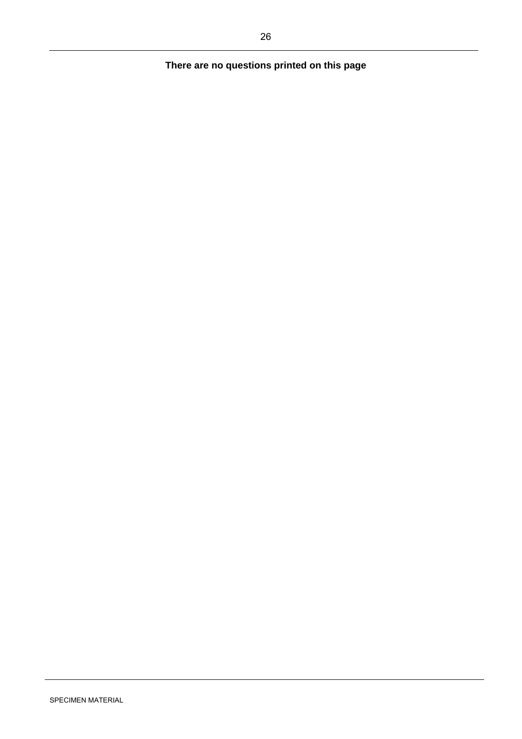**There are no questions printed on this page**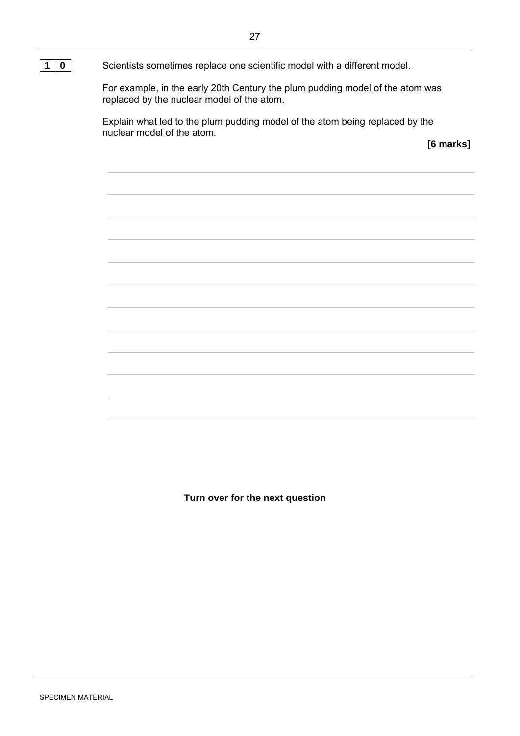**1 0** Scientists sometimes replace one scientific model with a different model.

For example, in the early 20th Century the plum pudding model of the atom was replaced by the nuclear model of the atom.

Explain what led to the plum pudding model of the atom being replaced by the nuclear model of the atom.

**[6 marks]**

**Turn over for the next question**

SPECIMEN MATERIAL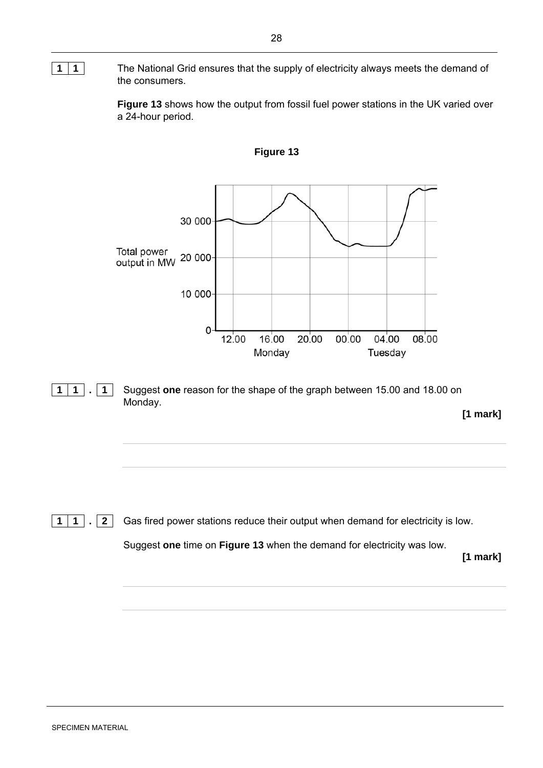**1 1** The National Grid ensures that the supply of electricity always meets the demand of the consumers.

**Figure 13** shows how the output from fossil fuel power stations in the UK varied over a 24-hour period.

**Figure 13**

Total power output in MW: 0, 10 000, 20 000, 30 000

Time: 12.00, 16.00, 20.00 (Monday); 00.00, 04.00, 08.00 (Tuesday)

**1 1 . 1** Suggest **one** reason for the shape of the graph between 15.00 and 18.00 on Monday.

**[1 mark]**

______________________________________________________________________

______________________________________________________________________

**1 1 . 2** Gas fired power stations reduce their output when demand for electricity is low.

Suggest **one** time on **Figure 13** when the demand for electricity was low.

**[1 mark]**

______________________________________________________________________

______________________________________________________________________

SPECIMEN MATERIAL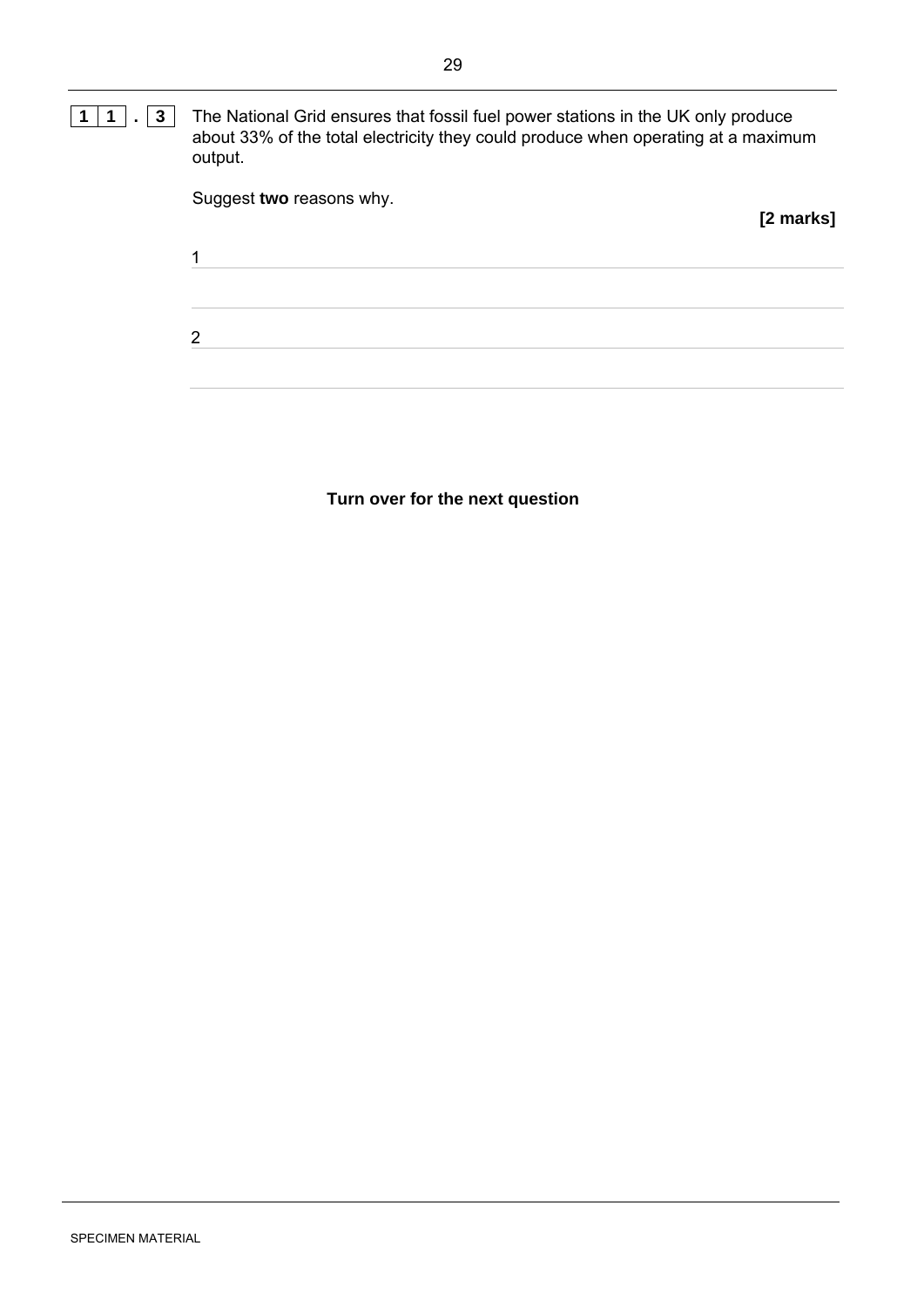**11 . 3** The National Grid ensures that fossil fuel power stations in the UK only produce about 33% of the total electricity they could produce when operating at a maximum output.

Suggest **two** reasons why.

**[2 marks]**

1 ______________________________________________________________

______________________________________________________________

2 ______________________________________________________________

______________________________________________________________

**Turn over for the next question**

SPECIMEN MATERIAL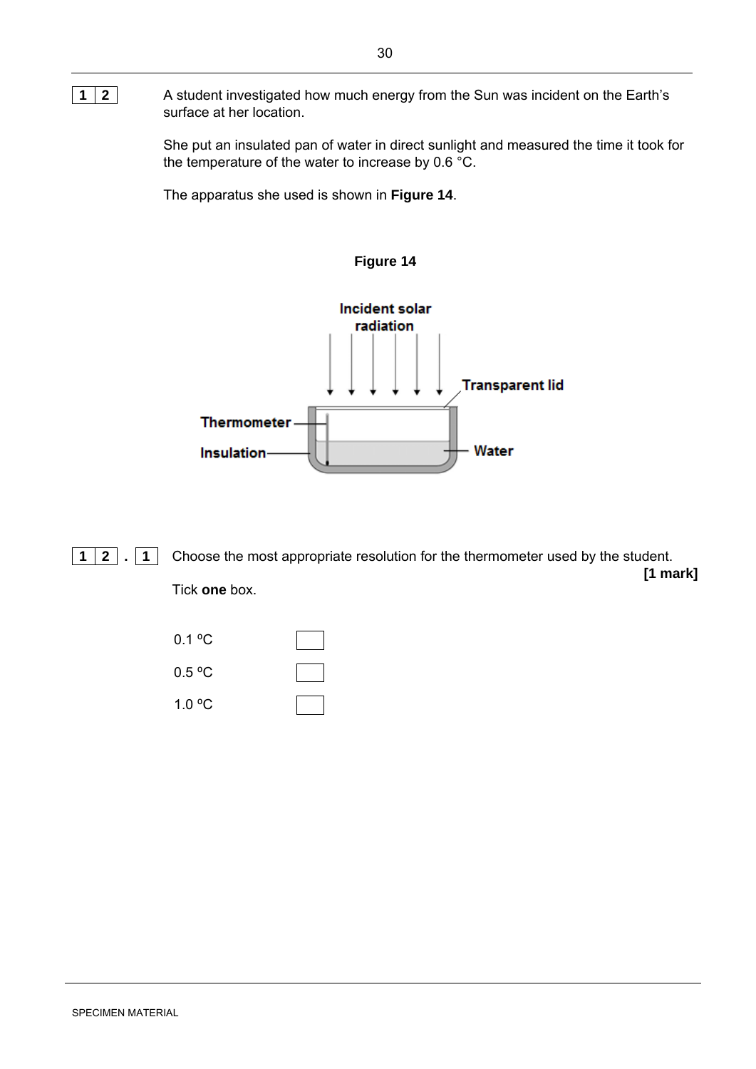**1 2** A student investigated how much energy from the Sun was incident on the Earth's surface at her location.

She put an insulated pan of water in direct sunlight and measured the time it took for the temperature of the water to increase by 0.6 °C.

The apparatus she used is shown in **Figure 14**.

**Figure 14**

Incident solar radiation

Transparent lid

Thermometer

Insulation

Water

**1 2 . 1** Choose the most appropriate resolution for the thermometer used by the student.

**[1 mark]**

Tick **one** box.

0.1 ºC ☐

0.5 ºC ☐

1.0 ºC ☐

SPECIMEN MATERIAL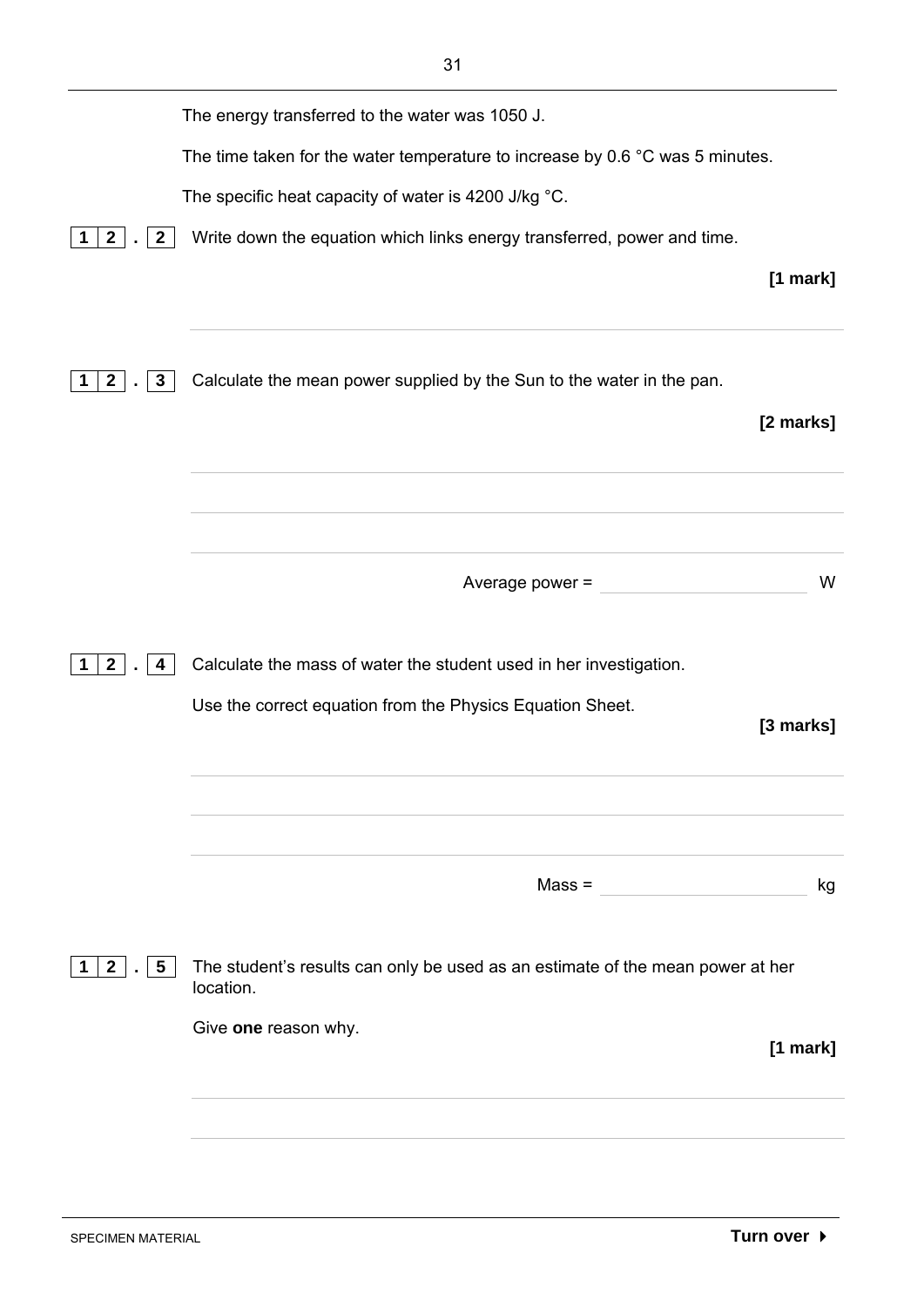The energy transferred to the water was 1050 J.

The time taken for the water temperature to increase by 0.6 °C was 5 minutes.

The specific heat capacity of water is 4200 J/kg °C.

**12.2** Write down the equation which links energy transferred, power and time.

**[1 mark]**

___________________________________________________________________

**12.3** Calculate the mean power supplied by the Sun to the water in the pan.

**[2 marks]**

___________________________________________________________________

___________________________________________________________________

___________________________________________________________________

Average power = ____________________ W

**12.4** Calculate the mass of water the student used in her investigation.

Use the correct equation from the Physics Equation Sheet.

**[3 marks]**

___________________________________________________________________

___________________________________________________________________

___________________________________________________________________

Mass = ____________________ kg

**12.5** The student's results can only be used as an estimate of the mean power at her location.

Give **one** reason why.

**[1 mark]**

___________________________________________________________________

___________________________________________________________________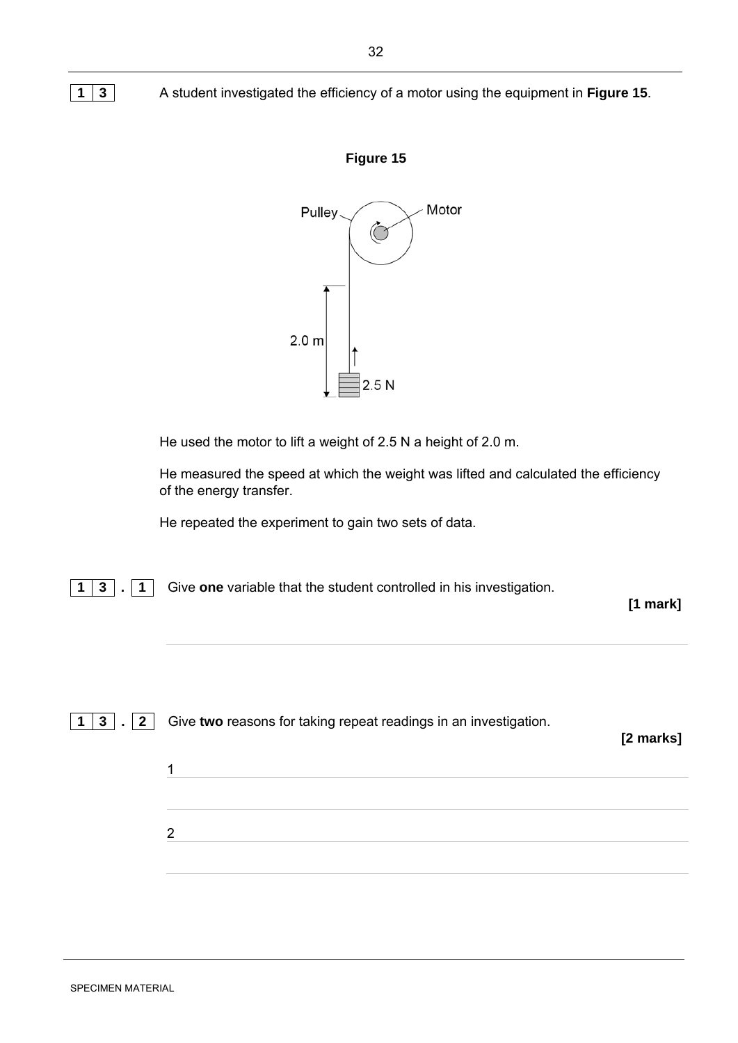**1 3** A student investigated the efficiency of a motor using the equipment in **Figure 15**.

**Figure 15**

He used the motor to lift a weight of 2.5 N a height of 2.0 m.

He measured the speed at which the weight was lifted and calculated the efficiency of the energy transfer.

He repeated the experiment to gain two sets of data.

**1 3 . 1** Give **one** variable that the student controlled in his investigation.

**[1 mark]**

___________________________________________________________________________

**1 3 . 2** Give **two** reasons for taking repeat readings in an investigation.

**[2 marks]**

1 ___________________________________________________________________________

___________________________________________________________________________

2 ___________________________________________________________________________

___________________________________________________________________________

SPECIMEN MATERIAL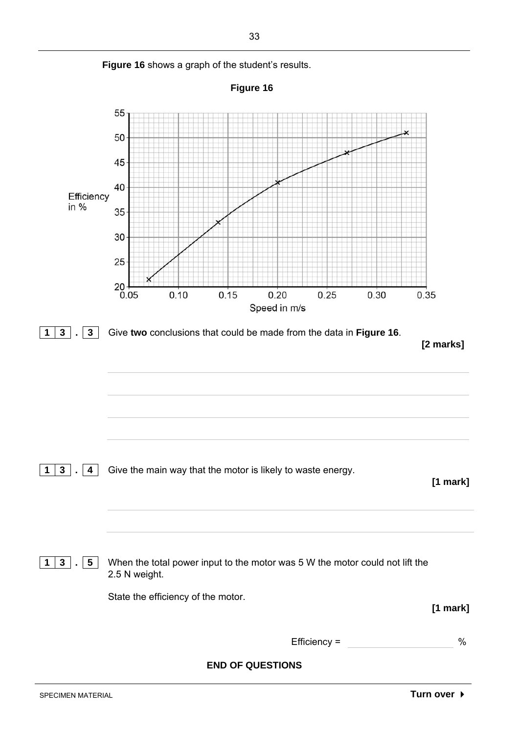**Figure 16** shows a graph of the student's results.

**Figure 16**

**13.3** Give **two** conclusions that could be made from the data in **Figure 16**.

**[2 marks]**

**13.4** Give the main way that the motor is likely to waste energy.

**[1 mark]**

**13.5** When the total power input to the motor was 5 W the motor could not lift the 2.5 N weight.

State the efficiency of the motor.

**[1 mark]**

Efficiency = ____________ %

**END OF QUESTIONS**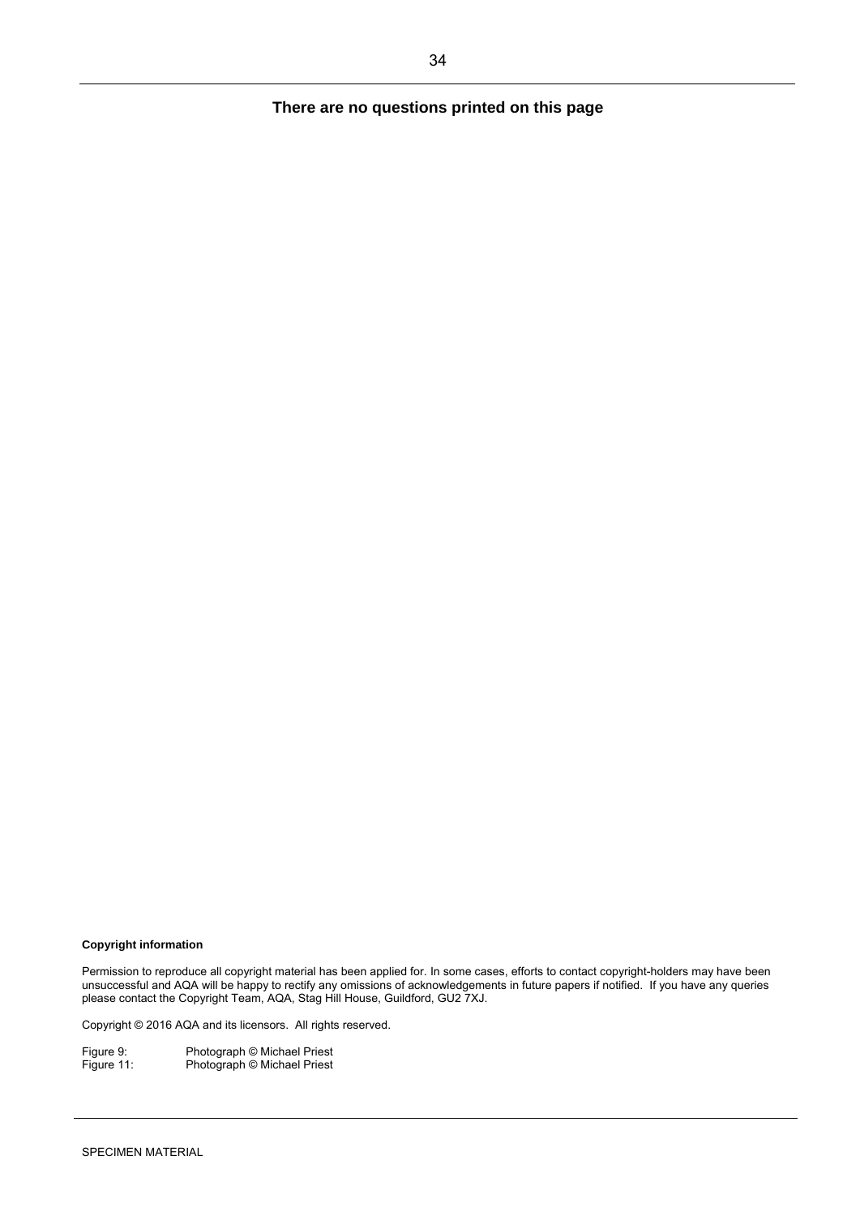**There are no questions printed on this page**

**Copyright information**

Permission to reproduce all copyright material has been applied for. In some cases, efforts to contact copyright-holders may have been unsuccessful and AQA will be happy to rectify any omissions of acknowledgements in future papers if notified. If you have any queries please contact the Copyright Team, AQA, Stag Hill House, Guildford, GU2 7XJ.

Copyright © 2016 AQA and its licensors. All rights reserved.

Figure 9: Photograph © Michael Priest
Figure 11: Photograph © Michael Priest